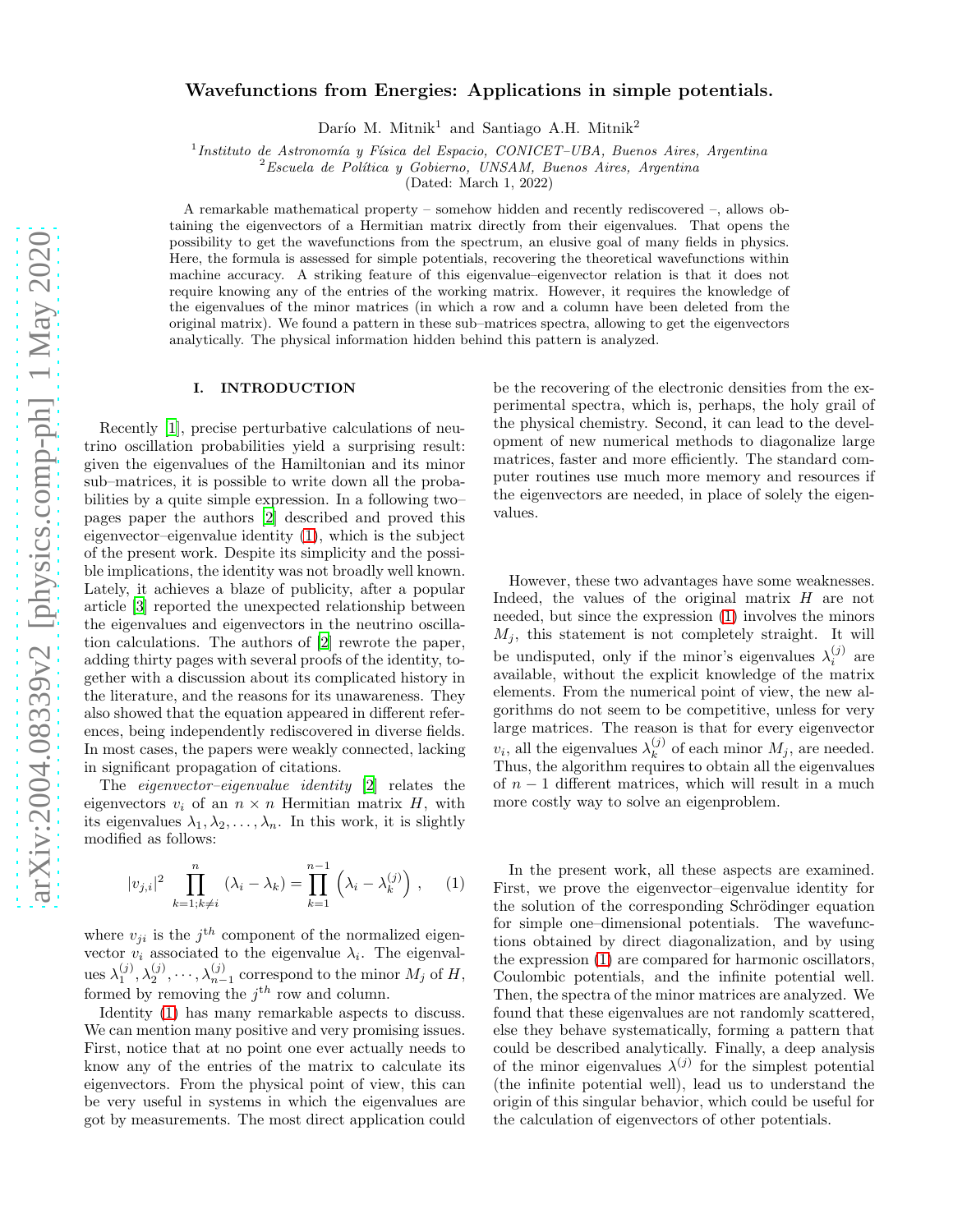# Wavefunctions from Energies: Applications in simple potentials.

Darío M. Mitnik[1] and Santiago A.H. Mitnik[2]

[1]*Instituto de Astronomía y Física del Espacio, CONICET–UBA, Buenos Aires, Argentina*
[2]*Escuela de Política y Gobierno, UNSAM, Buenos Aires, Argentina*
(Dated: March 1, 2022)

A remarkable mathematical property – somehow hidden and recently rediscovered –, allows obtaining the eigenvectors of a Hermitian matrix directly from their eigenvalues. That opens the possibility to get the wavefunctions from the spectrum, an elusive goal of many fields in physics. Here, the formula is assessed for simple potentials, recovering the theoretical wavefunctions within machine accuracy. A striking feature of this eigenvalue–eigenvector relation is that it does not require knowing any of the entries of the working matrix. However, it requires the knowledge of the eigenvalues of the minor matrices (in which a row and a column have been deleted from the original matrix). We found a pattern in these sub–matrices spectra, allowing to get the eigenvectors analytically. The physical information hidden behind this pattern is analyzed.

## I. INTRODUCTION

Recently [1], precise perturbative calculations of neutrino oscillation probabilities yield a surprising result: given the eigenvalues of the Hamiltonian and its minor sub–matrices, it is possible to write down all the probabilities by a quite simple expression. In a following two–pages paper the authors [2] described and proved this eigenvector–eigenvalue identity (1), which is the subject of the present work. Despite its simplicity and the possible implications, the identity was not broadly well known. Lately, it achieves a blaze of publicity, after a popular article [3] reported the unexpected relationship between the eigenvalues and eigenvectors in the neutrino oscillation calculations. The authors of [2] rewrote the paper, adding thirty pages with several proofs of the identity, together with a discussion about its complicated history in the literature, and the reasons for its unawareness. They also showed that the equation appeared in different references, being independently rediscovered in diverse fields. In most cases, the papers were weakly connected, lacking in significant propagation of citations.

The *eigenvector–eigenvalue identity* [2] relates the eigenvectors $v_i$ of an $n \times n$ Hermitian matrix $H$, with its eigenvalues $\lambda_1, \lambda_2, \ldots, \lambda_n$. In this work, it is slightly modified as follows:

$$|v_{j,i}|^2 \prod_{k=1;k\neq i}^{n} (\lambda_i - \lambda_k) = \prod_{k=1}^{n-1} \left(\lambda_i - \lambda_k^{(j)}\right) , \qquad (1)$$

where $v_{ji}$ is the $j^{th}$ component of the normalized eigenvector $v_i$ associated to the eigenvalue $\lambda_i$. The eigenvalues $\lambda_1^{(j)}, \lambda_2^{(j)}, \cdots, \lambda_{n-1}^{(j)}$ correspond to the minor $M_j$ of $H$, formed by removing the $j^{th}$ row and column.

Identity (1) has many remarkable aspects to discuss. We can mention many positive and very promising issues. First, notice that at no point one ever actually needs to know any of the entries of the matrix to calculate its eigenvectors. From the physical point of view, this can be very useful in systems in which the eigenvalues are got by measurements. The most direct application could be the recovering of the electronic densities from the experimental spectra, which is, perhaps, the holy grail of the physical chemistry. Second, it can lead to the development of new numerical methods to diagonalize large matrices, faster and more efficiently. The standard computer routines use much more memory and resources if the eigenvectors are needed, in place of solely the eigenvalues.

However, these two advantages have some weaknesses. Indeed, the values of the original matrix $H$ are not needed, but since the expression (1) involves the minors $M_j$, this statement is not completely straight. It will be undisputed, only if the minor's eigenvalues $\lambda_i^{(j)}$ are available, without the explicit knowledge of the matrix elements. From the numerical point of view, the new algorithms do not seem to be competitive, unless for very large matrices. The reason is that for every eigenvector $v_i$, all the eigenvalues $\lambda_k^{(j)}$ of each minor $M_j$, are needed. Thus, the algorithm requires to obtain all the eigenvalues of $n-1$ different matrices, which will result in a much more costly way to solve an eigenproblem.

In the present work, all these aspects are examined. First, we prove the eigenvector–eigenvalue identity for the solution of the corresponding Schrödinger equation for simple one–dimensional potentials. The wavefunctions obtained by direct diagonalization, and by using the expression (1) are compared for harmonic oscillators, Coulombic potentials, and the infinite potential well. Then, the spectra of the minor matrices are analyzed. We found that these eigenvalues are not randomly scattered, else they behave systematically, forming a pattern that could be described analytically. Finally, a deep analysis of the minor eigenvalues $\lambda^{(j)}$ for the simplest potential (the infinite potential well), lead us to understand the origin of this singular behavior, which could be useful for the calculation of eigenvectors of other potentials.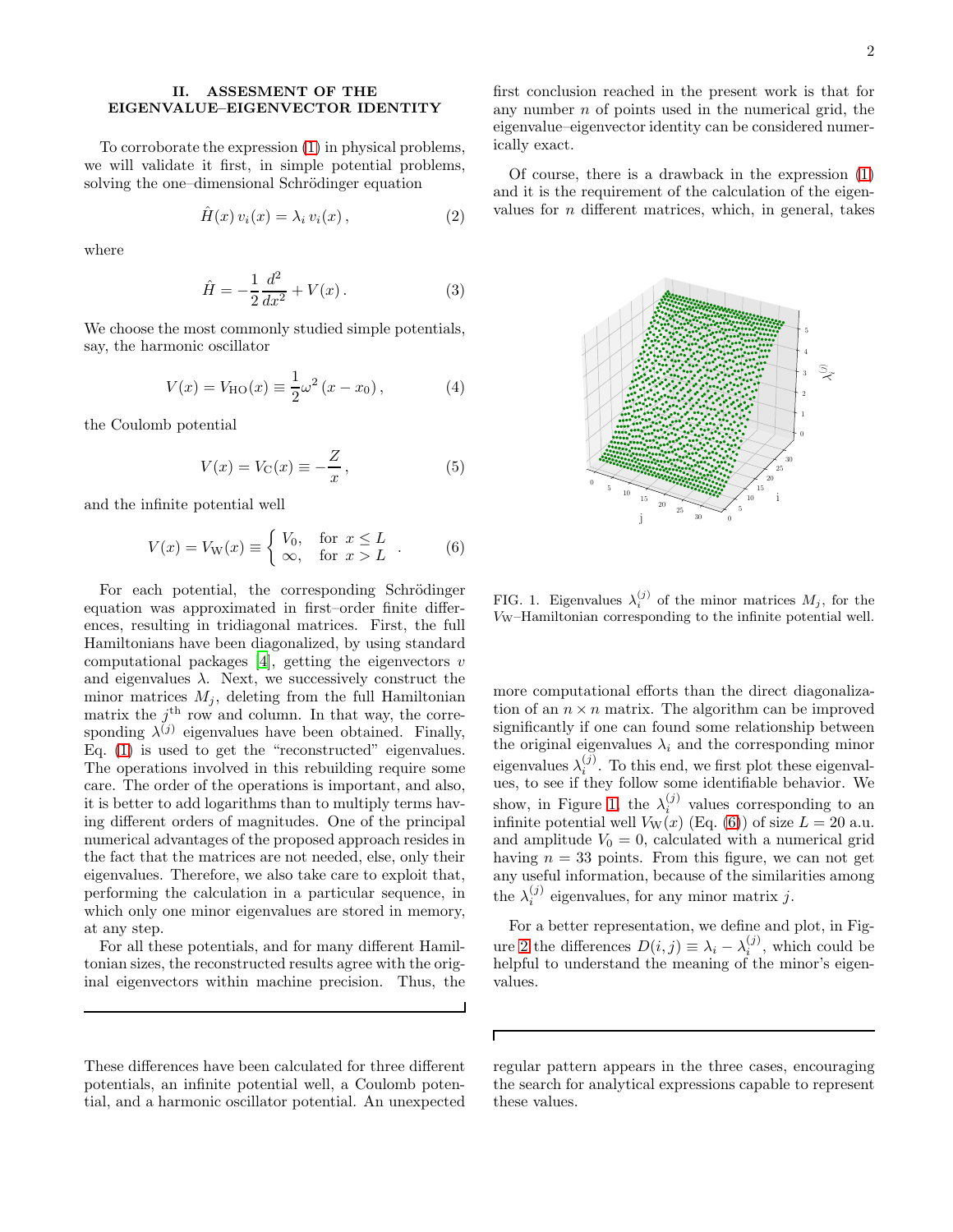## II. ASSESMENT OF THE EIGENVALUE–EIGENVECTOR IDENTITY

To corroborate the expression (1) in physical problems, we will validate it first, in simple potential problems, solving the one–dimensional Schrödinger equation

$$\hat{H}(x)\, v_i(x) = \lambda_i\, v_i(x)\,, \tag{2}$$

where

$$\hat{H} = -\frac{1}{2}\frac{d^2}{dx^2} + V(x)\,. \tag{3}$$

We choose the most commonly studied simple potentials, say, the harmonic oscillator

$$V(x) = V_{\rm HO}(x) \equiv \frac{1}{2}\omega^2\,(x - x_0)\,, \tag{4}$$

the Coulomb potential

$$V(x) = V_{\rm C}(x) \equiv -\frac{Z}{x}\,, \tag{5}$$

and the infinite potential well

$$V(x) = V_{\rm W}(x) \equiv \begin{cases} V_0, & \text{for } x \leq L \\ \infty, & \text{for } x > L \end{cases}\,. \tag{6}$$

For each potential, the corresponding Schrödinger equation was approximated in first–order finite differences, resulting in tridiagonal matrices. First, the full Hamiltonians have been diagonalized, by using standard computational packages [4], getting the eigenvectors $v$ and eigenvalues $\lambda$. Next, we successively construct the minor matrices $M_j$, deleting from the full Hamiltonian matrix the $j^{\rm th}$ row and column. In that way, the corresponding $\lambda^{(j)}$ eigenvalues have been obtained. Finally, Eq. (1) is used to get the "reconstructed" eigenvalues. The operations involved in this rebuilding require some care. The order of the operations is important, and also, it is better to add logarithms than to multiply terms having different orders of magnitudes. One of the principal numerical advantages of the proposed approach resides in the fact that the matrices are not needed, else, only their eigenvalues. Therefore, we also take care to exploit that, performing the calculation in a particular sequence, in which only one minor eigenvalues are stored in memory, at any step.

For all these potentials, and for many different Hamiltonian sizes, the reconstructed results agree with the original eigenvectors within machine precision. Thus, the first conclusion reached in the present work is that for any number $n$ of points used in the numerical grid, the eigenvalue–eigenvector identity can be considered numerically exact.

Of course, there is a drawback in the expression (1) and it is the requirement of the calculation of the eigenvalues for $n$ different matrices, which, in general, takes more computational efforts than the direct diagonalization of an $n \times n$ matrix. The algorithm can be improved significantly if one can found some relationship between the original eigenvalues $\lambda_i$ and the corresponding minor eigenvalues $\lambda_i^{(j)}$. To this end, we first plot these eigenvalues, to see if they follow some identifiable behavior. We show, in Figure 1, the $\lambda_i^{(j)}$ values corresponding to an infinite potential well $V_{\rm W}(x)$ (Eq. (6)) of size $L = 20$ a.u. and amplitude $V_0 = 0$, calculated with a numerical grid having $n = 33$ points. From this figure, we can not get any useful information, because of the similarities among the $\lambda_i^{(j)}$ eigenvalues, for any minor matrix $j$.

FIG. 1. Eigenvalues $\lambda_i^{(j)}$ of the minor matrices $M_j$, for the $V_{\rm W}$–Hamiltonian corresponding to the infinite potential well.

For a better representation, we define and plot, in Figure 2 the differences $D(i,j) \equiv \lambda_i - \lambda_i^{(j)}$, which could be helpful to understand the meaning of the minor's eigenvalues.

These differences have been calculated for three different potentials, an infinite potential well, a Coulomb potential, and a harmonic oscillator potential. An unexpected regular pattern appears in the three cases, encouraging the search for analytical expressions capable to represent these values.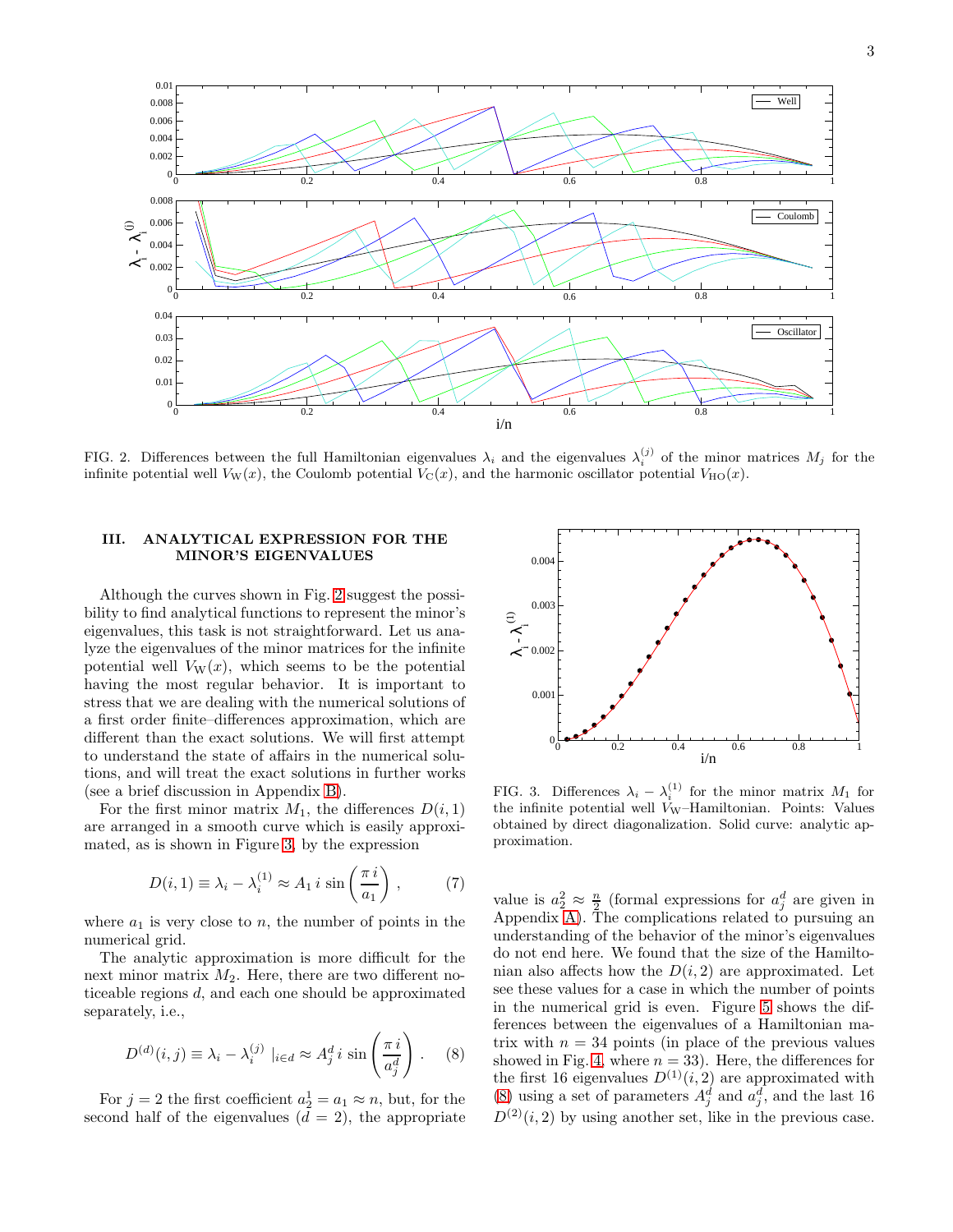FIG. 2. Differences between the full Hamiltonian eigenvalues $\lambda_i$ and the eigenvalues $\lambda_i^{(j)}$ of the minor matrices $M_j$ for the infinite potential well $V_{\rm W}(x)$, the Coulomb potential $V_{\rm C}(x)$, and the harmonic oscillator potential $V_{\rm HO}(x)$.

## III. ANALYTICAL EXPRESSION FOR THE MINOR'S EIGENVALUES

Although the curves shown in Fig. 2 suggest the possibility to find analytical functions to represent the minor's eigenvalues, this task is not straightforward. Let us analyze the eigenvalues of the minor matrices for the infinite potential well $V_{\rm W}(x)$, which seems to be the potential having the most regular behavior. It is important to stress that we are dealing with the numerical solutions of a first order finite–differences approximation, which are different than the exact solutions. We will first attempt to understand the state of affairs in the numerical solutions, and will treat the exact solutions in further works (see a brief discussion in Appendix B).

For the first minor matrix $M_1$, the differences $D(i,1)$ are arranged in a smooth curve which is easily approximated, as is shown in Figure 3, by the expression

$$D(i,1) \equiv \lambda_i - \lambda_i^{(1)} \approx A_1\, i\, \sin\left(\frac{\pi\, i}{a_1}\right), \tag{7}$$

where $a_1$ is very close to $n$, the number of points in the numerical grid.

The analytic approximation is more difficult for the next minor matrix $M_2$. Here, there are two different noticeable regions $d$, and each one should be approximated separately, i.e.,

$$D^{(d)}(i,j) \equiv \lambda_i - \lambda_i^{(j)} \mid_{i\in d} \approx A_j^d\, i\, \sin\left(\frac{\pi\, i}{a_j^d}\right). \tag{8}$$

For $j=2$ the first coefficient $a_2^1 = a_1 \approx n$, but, for the second half of the eigenvalues ($d=2$), the appropriate value is $a_2^2 \approx \frac{n}{2}$ (formal expressions for $a_j^d$ are given in Appendix A). The complications related to pursuing an understanding of the behavior of the minor's eigenvalues do not end here. We found that the size of the Hamiltonian also affects how the $D(i,2)$ are approximated. Let see these values for a case in which the number of points in the numerical grid is even. Figure 5 shows the differences between the eigenvalues of a Hamiltonian matrix with $n=34$ points (in place of the previous values showed in Fig. 4, where $n=33$). Here, the differences for the first 16 eigenvalues $D^{(1)}(i,2)$ are approximated with (8) using a set of parameters $A_j^d$ and $a_j^d$, and the last 16 $D^{(2)}(i,2)$ by using another set, like in the previous case.

FIG. 3. Differences $\lambda_i - \lambda_i^{(1)}$ for the minor matrix $M_1$ for the infinite potential well $V_{\rm W}$–Hamiltonian. Points: Values obtained by direct diagonalization. Solid curve: analytic approximation.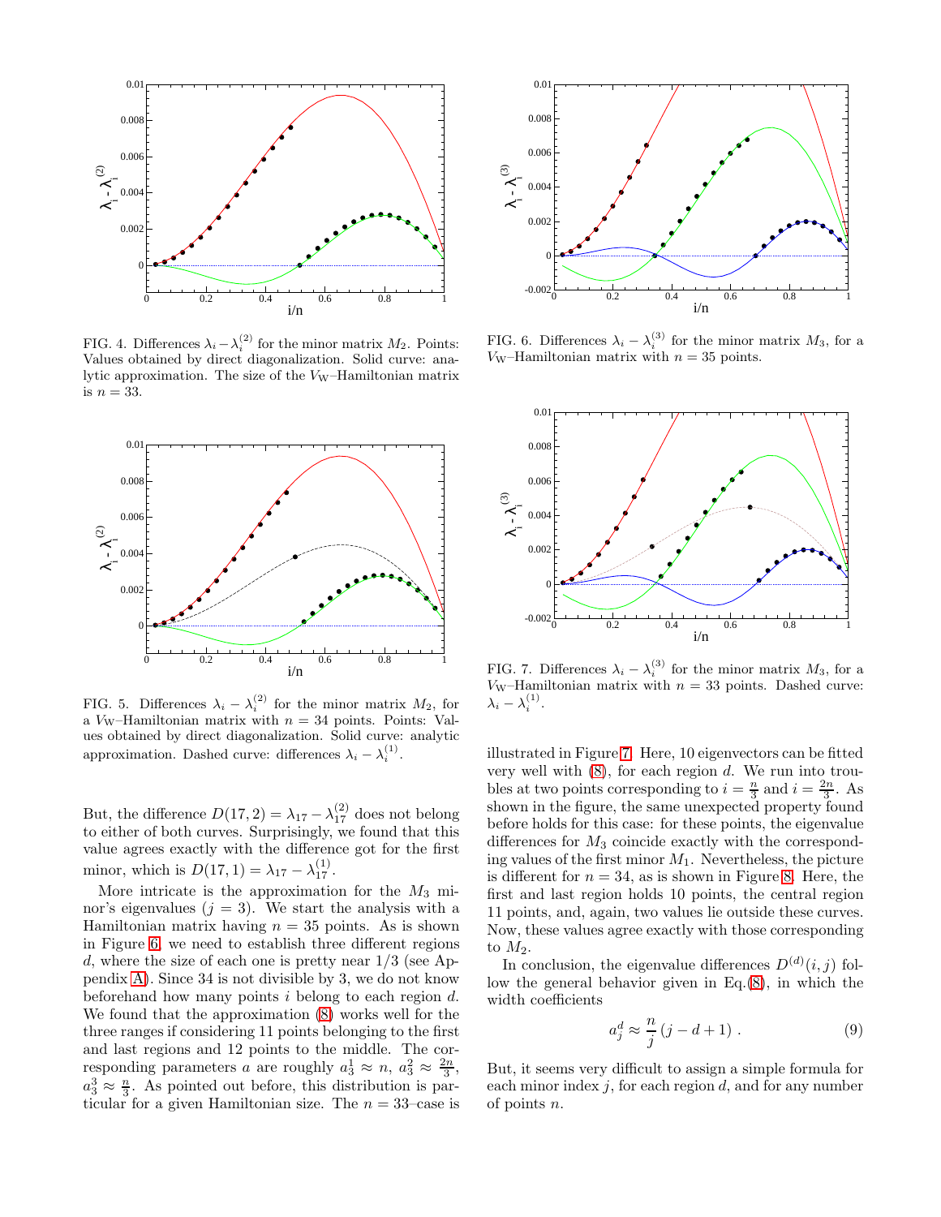FIG. 4. Differences $\lambda_i - \lambda_i^{(2)}$ for the minor matrix $M_2$. Points: Values obtained by direct diagonalization. Solid curve: analytic approximation. The size of the $V_{\rm W}$–Hamiltonian matrix is $n = 33$.

FIG. 5. Differences $\lambda_i - \lambda_i^{(2)}$ for the minor matrix $M_2$, for a $V_{\rm W}$–Hamiltonian matrix with $n = 34$ points. Points: Values obtained by direct diagonalization. Solid curve: analytic approximation. Dashed curve: differences $\lambda_i - \lambda_i^{(1)}$.

But, the difference $D(17, 2) = \lambda_{17} - \lambda_{17}^{(2)}$ does not belong to either of both curves. Surprisingly, we found that this value agrees exactly with the difference got for the first minor, which is $D(17, 1) = \lambda_{17} - \lambda_{17}^{(1)}$.

More intricate is the approximation for the $M_3$ minor's eigenvalues ($j = 3$). We start the analysis with a Hamiltonian matrix having $n = 35$ points. As is shown in Figure 6, we need to establish three different regions $d$, where the size of each one is pretty near $1/3$ (see Appendix A). Since 34 is not divisible by 3, we do not know beforehand how many points $i$ belong to each region $d$. We found that the approximation (8) works well for the three ranges if considering 11 points belonging to the first and last regions and 12 points to the middle. The corresponding parameters $a$ are roughly $a_3^1 \approx n$, $a_3^2 \approx \frac{2n}{3}$, $a_3^3 \approx \frac{n}{3}$. As pointed out before, this distribution is particular for a given Hamiltonian size. The $n = 33$–case is

FIG. 6. Differences $\lambda_i - \lambda_i^{(3)}$ for the minor matrix $M_3$, for a $V_{\rm W}$–Hamiltonian matrix with $n = 35$ points.

FIG. 7. Differences $\lambda_i - \lambda_i^{(3)}$ for the minor matrix $M_3$, for a $V_{\rm W}$–Hamiltonian matrix with $n = 33$ points. Dashed curve: $\lambda_i - \lambda_i^{(1)}$.

illustrated in Figure 7. Here, 10 eigenvectors can be fitted very well with (8), for each region $d$. We run into troubles at two points corresponding to $i = \frac{n}{3}$ and $i = \frac{2n}{3}$. As shown in the figure, the same unexpected property found before holds for this case: for these points, the eigenvalue differences for $M_3$ coincide exactly with the corresponding values of the first minor $M_1$. Nevertheless, the picture is different for $n = 34$, as is shown in Figure 8. Here, the first and last region holds 10 points, the central region 11 points, and, again, two values lie outside these curves. Now, these values agree exactly with those corresponding to $M_2$.

In conclusion, the eigenvalue differences $D^{(d)}(i, j)$ follow the general behavior given in Eq.(8), in which the width coefficients

$$a_j^d \approx \frac{n}{j}\,(j - d + 1)\,. \tag{9}$$

But, it seems very difficult to assign a simple formula for each minor index $j$, for each region $d$, and for any number of points $n$.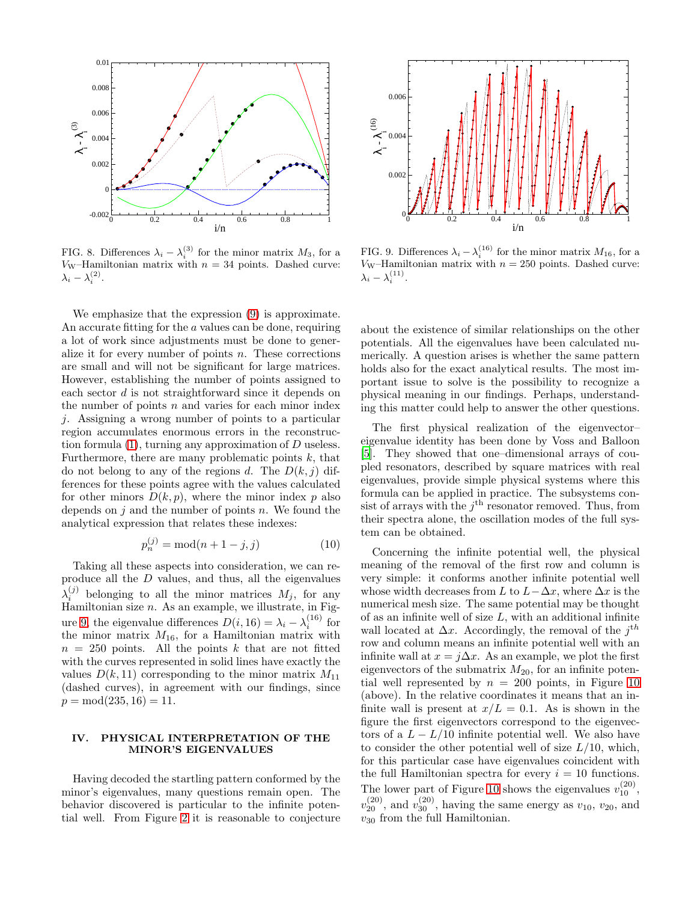FIG. 8. Differences $\lambda_i - \lambda_i^{(3)}$ for the minor matrix $M_3$, for a $V_{\rm W}$–Hamiltonian matrix with $n = 34$ points. Dashed curve: $\lambda_i - \lambda_i^{(2)}$.

FIG. 9. Differences $\lambda_i - \lambda_i^{(16)}$ for the minor matrix $M_{16}$, for a $V_{\rm W}$–Hamiltonian matrix with $n = 250$ points. Dashed curve: $\lambda_i - \lambda_i^{(11)}$.

We emphasize that the expression (9) is approximate. An accurate fitting for the $a$ values can be done, requiring a lot of work since adjustments must be done to generalize it for every number of points $n$. These corrections are small and will not be significant for large matrices. However, establishing the number of points assigned to each sector $d$ is not straightforward since it depends on the number of points $n$ and varies for each minor index $j$. Assigning a wrong number of points to a particular region accumulates enormous errors in the reconstruction formula (1), turning any approximation of $D$ useless. Furthermore, there are many problematic points $k$, that do not belong to any of the regions $d$. The $D(k, j)$ differences for these points agree with the values calculated for other minors $D(k, p)$, where the minor index $p$ also depends on $j$ and the number of points $n$. We found the analytical expression that relates these indexes:

$$p_n^{(j)} = \text{mod}(n + 1 - j, j) \tag{10}$$

Taking all these aspects into consideration, we can reproduce all the $D$ values, and thus, all the eigenvalues $\lambda_i^{(j)}$ belonging to all the minor matrices $M_j$, for any Hamiltonian size $n$. As an example, we illustrate, in Figure 9, the eigenvalue differences $D(i, 16) = \lambda_i - \lambda_i^{(16)}$ for the minor matrix $M_{16}$, for a Hamiltonian matrix with $n = 250$ points. All the points $k$ that are not fitted with the curves represented in solid lines have exactly the values $D(k, 11)$ corresponding to the minor matrix $M_{11}$ (dashed curves), in agreement with our findings, since $p = \text{mod}(235, 16) = 11$.

## IV. PHYSICAL INTERPRETATION OF THE MINOR'S EIGENVALUES

Having decoded the startling pattern conformed by the minor's eigenvalues, many questions remain open. The behavior discovered is particular to the infinite potential well. From Figure 2 it is reasonable to conjecture about the existence of similar relationships on the other potentials. All the eigenvalues have been calculated numerically. A question arises is whether the same pattern holds also for the exact analytical results. The most important issue to solve is the possibility to recognize a physical meaning in our findings. Perhaps, understanding this matter could help to answer the other questions.

The first physical realization of the eigenvector–eigenvalue identity has been done by Voss and Balloon [5]. They showed that one–dimensional arrays of coupled resonators, described by square matrices with real eigenvalues, provide simple physical systems where this formula can be applied in practice. The subsystems consist of arrays with the $j^{\rm th}$ resonator removed. Thus, from their spectra alone, the oscillation modes of the full system can be obtained.

Concerning the infinite potential well, the physical meaning of the removal of the first row and column is very simple: it conforms another infinite potential well whose width decreases from $L$ to $L - \Delta x$, where $\Delta x$ is the numerical mesh size. The same potential may be thought of as an infinite well of size $L$, with an additional infinite wall located at $\Delta x$. Accordingly, the removal of the $j^{th}$ row and column means an infinite potential well with an infinite wall at $x = j\Delta x$. As an example, we plot the first eigenvectors of the submatrix $M_{20}$, for an infinite potential well represented by $n = 200$ points, in Figure 10 (above). In the relative coordinates it means that an infinite wall is present at $x/L = 0.1$. As is shown in the figure the first eigenvectors correspond to the eigenvectors of a $L - L/10$ infinite potential well. We also have to consider the other potential well of size $L/10$, which, for this particular case have eigenvalues coincident with the full Hamiltonian spectra for every $i = 10$ functions. The lower part of Figure 10 shows the eigenvalues $v_{10}^{(20)}$, $v_{20}^{(20)}$, and $v_{30}^{(20)}$, having the same energy as $v_{10}$, $v_{20}$, and $v_{30}$ from the full Hamiltonian.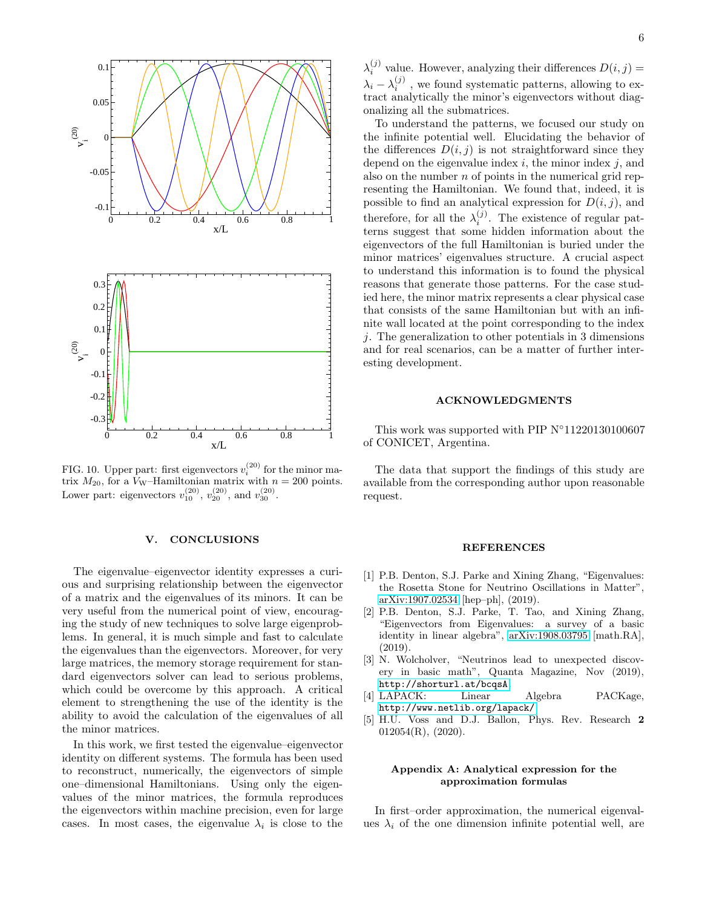FIG. 10. Upper part: first eigenvectors $v_i^{(20)}$ for the minor matrix $M_{20}$, for a $V_{\mathrm{W}}$–Hamiltonian matrix with $n = 200$ points. Lower part: eigenvectors $v_{10}^{(20)}$, $v_{20}^{(20)}$, and $v_{30}^{(20)}$.

## V. CONCLUSIONS

The eigenvalue–eigenvector identity expresses a curious and surprising relationship between the eigenvector of a matrix and the eigenvalues of its minors. It can be very useful from the numerical point of view, encouraging the study of new techniques to solve large eigenproblems. In general, it is much simple and fast to calculate the eigenvalues than the eigenvectors. Moreover, for very large matrices, the memory storage requirement for standard eigenvectors solver can lead to serious problems, which could be overcome by this approach. A critical element to strengthening the use of the identity is the ability to avoid the calculation of the eigenvalues of all the minor matrices.

In this work, we first tested the eigenvalue–eigenvector identity on different systems. The formula has been used to reconstruct, numerically, the eigenvectors of simple one–dimensional Hamiltonians. Using only the eigenvalues of the minor matrices, the formula reproduces the eigenvectors within machine precision, even for large cases. In most cases, the eigenvalue $\lambda_i$ is close to the $\lambda_i^{(j)}$ value. However, analyzing their differences $D(i,j) = \lambda_i - \lambda_i^{(j)}$ , we found systematic patterns, allowing to extract analytically the minor's eigenvectors without diagonalizing all the submatrices.

To understand the patterns, we focused our study on the infinite potential well. Elucidating the behavior of the differences $D(i,j)$ is not straightforward since they depend on the eigenvalue index $i$, the minor index $j$, and also on the number $n$ of points in the numerical grid representing the Hamiltonian. We found that, indeed, it is possible to find an analytical expression for $D(i,j)$, and therefore, for all the $\lambda_i^{(j)}$. The existence of regular patterns suggest that some hidden information about the eigenvectors of the full Hamiltonian is buried under the minor matrices' eigenvalues structure. A crucial aspect to understand this information is to found the physical reasons that generate those patterns. For the case studied here, the minor matrix represents a clear physical case that consists of the same Hamiltonian but with an infinite wall located at the point corresponding to the index $j$. The generalization to other potentials in 3 dimensions and for real scenarios, can be a matter of further interesting development.

## ACKNOWLEDGMENTS

This work was supported with PIP N°11220130100607 of CONICET, Argentina.

The data that support the findings of this study are available from the corresponding author upon reasonable request.

## REFERENCES

[1] P.B. Denton, S.J. Parke and Xining Zhang, "Eigenvalues: the Rosetta Stone for Neutrino Oscillations in Matter", arXiv:1907.02534 [hep–ph], (2019).

[2] P.B. Denton, S.J. Parke, T. Tao, and Xining Zhang, "Eigenvectors from Eigenvalues: a survey of a basic identity in linear algebra", arXiv:1908.03795 [math.RA], (2019).

[3] N. Wolcholver, "Neutrinos lead to unexpected discovery in basic math", Quanta Magazine, Nov (2019), http://shorturl.at/bcqsA

[4] LAPACK: Linear Algebra PACKage, http://www.netlib.org/lapack/

[5] H.U. Voss and D.J. Ballon, Phys. Rev. Research **2** 012054(R), (2020).

## Appendix A: Analytical expression for the approximation formulas

In first–order approximation, the numerical eigenvalues $\lambda_i$ of the one dimension infinite potential well, are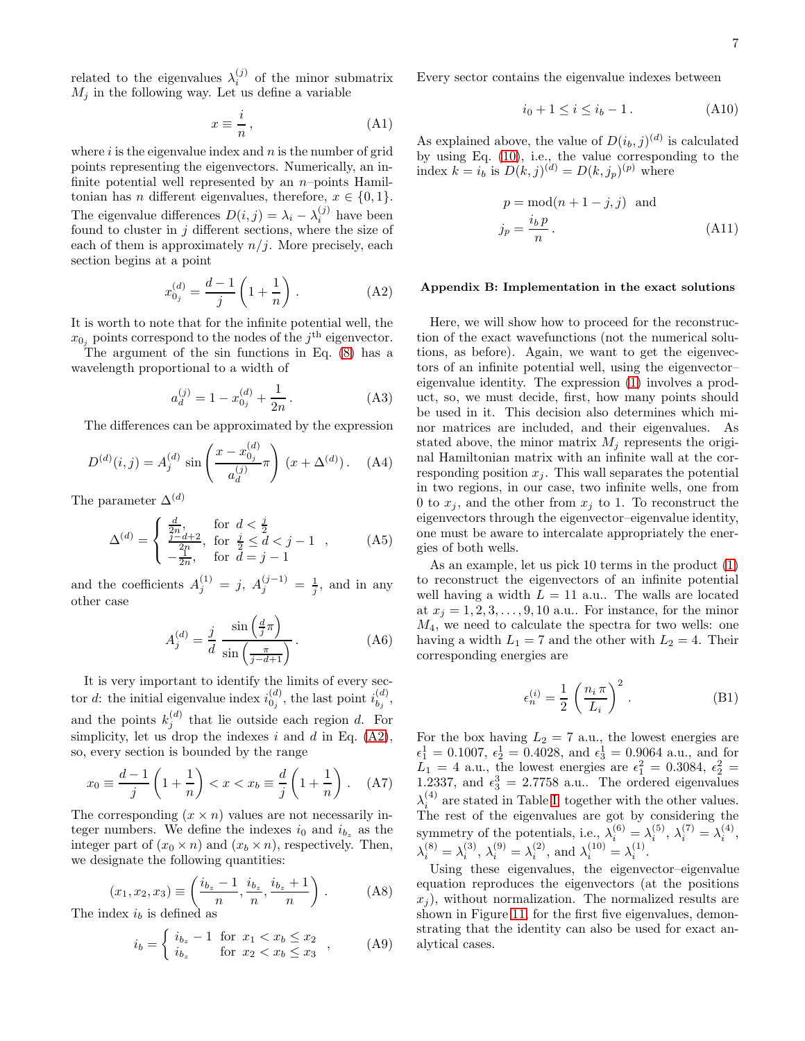related to the eigenvalues $\lambda_i^{(j)}$ of the minor submatrix $M_j$ in the following way. Let us define a variable

$$x \equiv \frac{i}{n}, \tag{A1}$$

where $i$ is the eigenvalue index and $n$ is the number of grid points representing the eigenvectors. Numerically, an infinite potential well represented by an $n$–points Hamiltonian has $n$ different eigenvalues, therefore, $x \in \{0, 1\}$. The eigenvalue differences $D(i,j) = \lambda_i - \lambda_i^{(j)}$ have been found to cluster in $j$ different sections, where the size of each of them is approximately $n/j$. More precisely, each section begins at a point

$$x_{0_j}^{(d)} = \frac{d-1}{j}\left(1 + \frac{1}{n}\right). \tag{A2}$$

It is worth to note that for the infinite potential well, the $x_{0_j}$ points correspond to the nodes of the $j^{\text{th}}$ eigenvector.

The argument of the sin functions in Eq. (8) has a wavelength proportional to a width of

$$a_d^{(j)} = 1 - x_{0_j}^{(d)} + \frac{1}{2n}. \tag{A3}$$

The differences can be approximated by the expression

$$D^{(d)}(i,j) = A_j^{(d)} \sin\left(\frac{x - x_{0_j}^{(d)}}{a_d^{(j)}}\pi\right)(x + \Delta^{(d)}). \tag{A4}$$

The parameter $\Delta^{(d)}$

$$\Delta^{(d)} = \begin{cases} \frac{d}{2n}, & \text{for } d < \frac{j}{2} \\ \frac{j-d+2}{2n}, & \text{for } \frac{j}{2} \le d < j-1 \\ -\frac{1}{2n}, & \text{for } d = j-1 \end{cases}, \tag{A5}$$

and the coefficients $A_j^{(1)} = j$, $A_j^{(j-1)} = \frac{1}{j}$, and in any other case

$$A_j^{(d)} = \frac{j}{d}\,\frac{\sin\left(\frac{d}{j}\pi\right)}{\sin\left(\frac{\pi}{j-d+1}\right)}. \tag{A6}$$

It is very important to identify the limits of every sector $d$: the initial eigenvalue index $i_{0_j}^{(d)}$, the last point $i_{b_j}^{(d)}$, and the points $k_j^{(d)}$ that lie outside each region $d$. For simplicity, let us drop the indexes $i$ and $d$ in Eq. (A2), so, every section is bounded by the range

$$x_0 \equiv \frac{d-1}{j}\left(1 + \frac{1}{n}\right) < x < x_b \equiv \frac{d}{j}\left(1 + \frac{1}{n}\right). \tag{A7}$$

The corresponding $(x \times n)$ values are not necessarily integer numbers. We define the indexes $i_0$ and $i_{b_z}$ as the integer part of $(x_0 \times n)$ and $(x_b \times n)$, respectively. Then, we designate the following quantities:

$$(x_1, x_2, x_3) \equiv \left(\frac{i_{b_z} - 1}{n}, \frac{i_{b_z}}{n}, \frac{i_{b_z} + 1}{n}\right). \tag{A8}$$

The index $i_b$ is defined as

$$i_b = \begin{cases} i_{b_z} - 1 & \text{for } x_1 < x_b \le x_2 \\ i_{b_z} & \text{for } x_2 < x_b \le x_3 \end{cases}, \tag{A9}$$

Every sector contains the eigenvalue indexes between

$$i_0 + 1 \le i \le i_b - 1. \tag{A10}$$

As explained above, the value of $D(i_b, j)^{(d)}$ is calculated by using Eq. (10), i.e., the value corresponding to the index $k = i_b$ is $D(k,j)^{(d)} = D(k, j_p)^{(p)}$ where

$$\begin{aligned} p &= \operatorname{mod}(n + 1 - j, j) \quad \text{and} \\ j_p &= \frac{i_b\, p}{n}. \end{aligned} \tag{A11}$$

### Appendix B: Implementation in the exact solutions

Here, we will show how to proceed for the reconstruction of the exact wavefunctions (not the numerical solutions, as before). Again, we want to get the eigenvectors of an infinite potential well, using the eigenvector–eigenvalue identity. The expression (1) involves a product, so, we must decide, first, how many points should be used in it. This decision also determines which minor matrices are included, and their eigenvalues. As stated above, the minor matrix $M_j$ represents the original Hamiltonian matrix with an infinite wall at the corresponding position $x_j$. This wall separates the potential in two regions, in our case, two infinite wells, one from 0 to $x_j$, and the other from $x_j$ to 1. To reconstruct the eigenvectors through the eigenvector–eigenvalue identity, one must be aware to intercalate appropriately the energies of both wells.

As an example, let us pick 10 terms in the product (1) to reconstruct the eigenvectors of an infinite potential well having a width $L = 11$ a.u.. The walls are located at $x_j = 1, 2, 3, \ldots, 9, 10$ a.u.. For instance, for the minor $M_4$, we need to calculate the spectra for two wells: one having a width $L_1 = 7$ and the other with $L_2 = 4$. Their corresponding energies are

$$\epsilon_n^{(i)} = \frac{1}{2}\left(\frac{n_i\,\pi}{L_i}\right)^2. \tag{B1}$$

For the box having $L_2 = 7$ a.u., the lowest energies are $\epsilon_1^1 = 0.1007$, $\epsilon_2^1 = 0.4028$, and $\epsilon_3^1 = 0.9064$ a.u., and for $L_1 = 4$ a.u., the lowest energies are $\epsilon_1^2 = 0.3084$, $\epsilon_2^2 = 1.2337$, and $\epsilon_3^2 = 2.7758$ a.u.. The ordered eigenvalues $\lambda_i^{(4)}$ are stated in Table I, together with the other values. The rest of the eigenvalues are got by considering the symmetry of the potentials, i.e., $\lambda_i^{(6)} = \lambda_i^{(5)}$, $\lambda_i^{(7)} = \lambda_i^{(4)}$, $\lambda_i^{(8)} = \lambda_i^{(3)}$, $\lambda_i^{(9)} = \lambda_i^{(2)}$, and $\lambda_i^{(10)} = \lambda_i^{(1)}$.

Using these eigenvalues, the eigenvector–eigenvalue equation reproduces the eigenvectors (at the positions $x_j$), without normalization. The normalized results are shown in Figure 11, for the first five eigenvalues, demonstrating that the identity can also be used for exact analytical cases.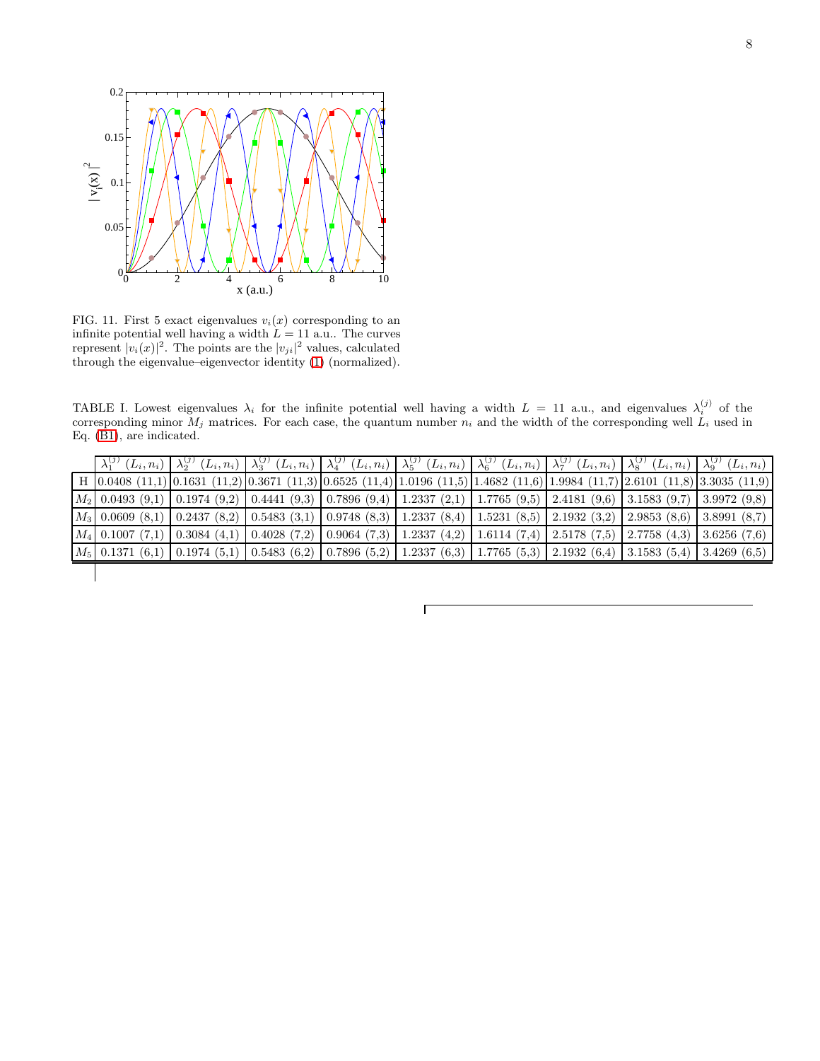0.2
0.15
0.1
0.05
0
$|v_i(x)|^2$
0
2
4
6
8
10
x (a.u.)

FIG. 11. First 5 exact eigenvalues $v_i(x)$ corresponding to an infinite potential well having a width $L = 11$ a.u.. The curves represent $|v_i(x)|^2$. The points are the $|v_{ji}|^2$ values, calculated through the eigenvalue–eigenvector identity (1) (normalized).

TABLE I. Lowest eigenvalues $\lambda_i$ for the infinite potential well having a width $L = 11$ a.u., and eigenvalues $\lambda_i^{(j)}$ of the corresponding minor $M_j$ matrices. For each case, the quantum number $n_i$ and the width of the corresponding well $L_i$ used in Eq. (B1), are indicated.

| | $\lambda_1^{(j)}$ $(L_i, n_i)$ | $\lambda_2^{(j)}$ $(L_i, n_i)$ | $\lambda_3^{(j)}$ $(L_i, n_i)$ | $\lambda_4^{(j)}$ $(L_i, n_i)$ | $\lambda_5^{(j)}$ $(L_i, n_i)$ | $\lambda_6^{(j)}$ $(L_i, n_i)$ | $\lambda_7^{(j)}$ $(L_i, n_i)$ | $\lambda_8^{(j)}$ $(L_i, n_i)$ | $\lambda_9^{(j)}$ $(L_i, n_i)$ |
|---|---|---|---|---|---|---|---|---|---|
| H | 0.0408 (11,1) | 0.1631 (11,2) | 0.3671 (11,3) | 0.6525 (11,4) | 1.0196 (11,5) | 1.4682 (11,6) | 1.9984 (11,7) | 2.6101 (11,8) | 3.3035 (11,9) |
| $M_2$ | 0.0493 (9,1) | 0.1974 (9,2) | 0.4441 (9,3) | 0.7896 (9,4) | 1.2337 (2,1) | 1.7765 (9,5) | 2.4181 (9,6) | 3.1583 (9,7) | 3.9972 (9,8) |
| $M_3$ | 0.0609 (8,1) | 0.2437 (8,2) | 0.5483 (3,1) | 0.9748 (8,3) | 1.2337 (8,4) | 1.5231 (8,5) | 2.1932 (3,2) | 2.9853 (8,6) | 3.8991 (8,7) |
| $M_4$ | 0.1007 (7,1) | 0.3084 (4,1) | 0.4028 (7,2) | 0.9064 (7,3) | 1.2337 (4,2) | 1.6114 (7,4) | 2.5178 (7,5) | 2.7758 (4,3) | 3.6256 (7,6) |
| $M_5$ | 0.1371 (6,1) | 0.1974 (5,1) | 0.5483 (6,2) | 0.7896 (5,2) | 1.2337 (6,3) | 1.7765 (5,3) | 2.1932 (6,4) | 3.1583 (5,4) | 3.4269 (6,5) |